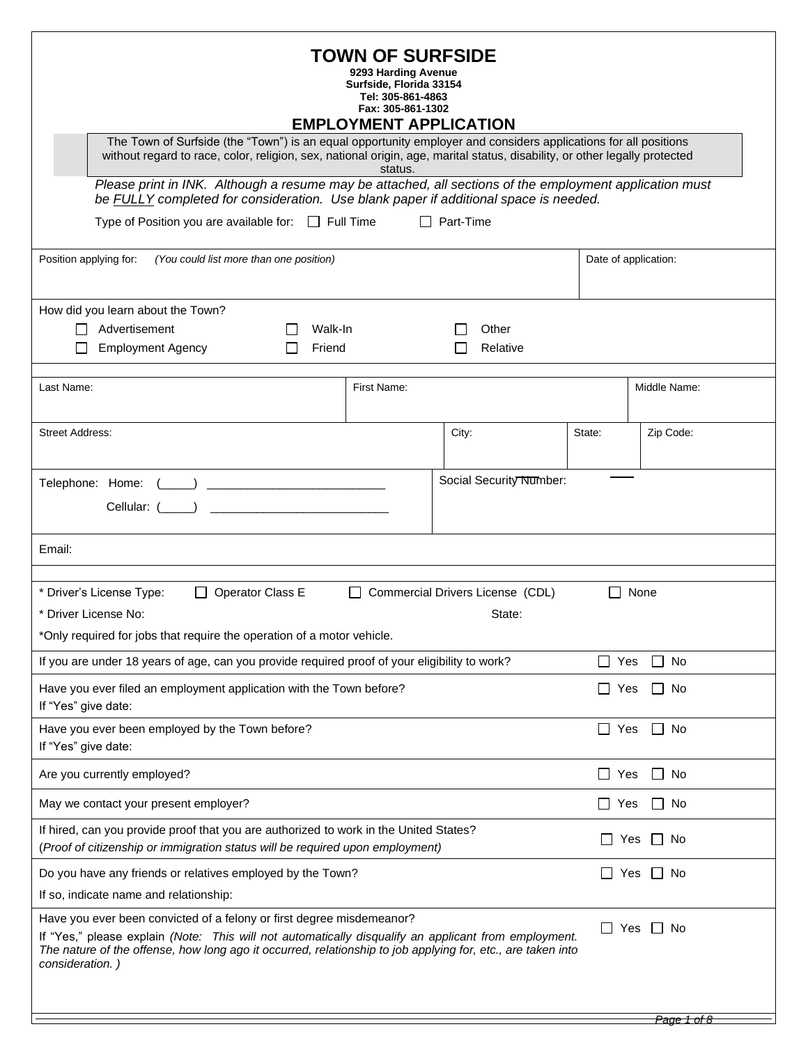# TOWN OF SURFSIDE

**9293 Harding Avenue**
**Surfside, Florida 33154**
**Tel: 305-861-4863**
**Fax: 305-861-1302**

## EMPLOYMENT APPLICATION

The Town of Surfside (the "Town") is an equal opportunity employer and considers applications for all positions without regard to race, color, religion, sex, national origin, age, marital status, disability, or other legally protected status.

*Please print in INK. Although a resume may be attached, all sections of the employment application must be FULLY completed for consideration. Use blank paper if additional space is needed.*

Type of Position you are available for: ☐ Full Time ☐ Part-Time

| Position applying for: *(You could list more than one position)* | Date of application: |
|---|---|
| | |

How did you learn about the Town?

☐ Advertisement ☐ Walk-In ☐ Other
☐ Employment Agency ☐ Friend ☐ Relative

| Last Name: | First Name: | Middle Name: |
|---|---|---|
| | | |

| Street Address: | City: | State: | Zip Code: |
|---|---|---|---|
| | | | |

| Telephone: Home: (_____) ___________________________ Cellular: (_____) ___________________________ | Social Security Number: |
|---|---|

Email:

\* Driver's License Type: ☐ Operator Class E ☐ Commercial Drivers License (CDL) ☐ None

\* Driver License No: State:

*Only required for jobs that require the operation of a motor vehicle.

| Question | Response |
|---|---|
| If you are under 18 years of age, can you provide required proof of your eligibility to work? | ☐ Yes ☐ No |
| Have you ever filed an employment application with the Town before? If "Yes" give date: | ☐ Yes ☐ No |
| Have you ever been employed by the Town before? If "Yes" give date: | ☐ Yes ☐ No |
| Are you currently employed? | ☐ Yes ☐ No |
| May we contact your present employer? | ☐ Yes ☐ No |
| If hired, can you provide proof that you are authorized to work in the United States? (*Proof of citizenship or immigration status will be required upon employment)* | ☐ Yes ☐ No |
| Do you have any friends or relatives employed by the Town? If so, indicate name and relationship: | ☐ Yes ☐ No |
| Have you ever been convicted of a felony or first degree misdemeanor? If "Yes," please explain *(Note: This will not automatically disqualify an applicant from employment. The nature of the offense, how long ago it occurred, relationship to job applying for, etc., are taken into consideration. )* | ☐ Yes ☐ No |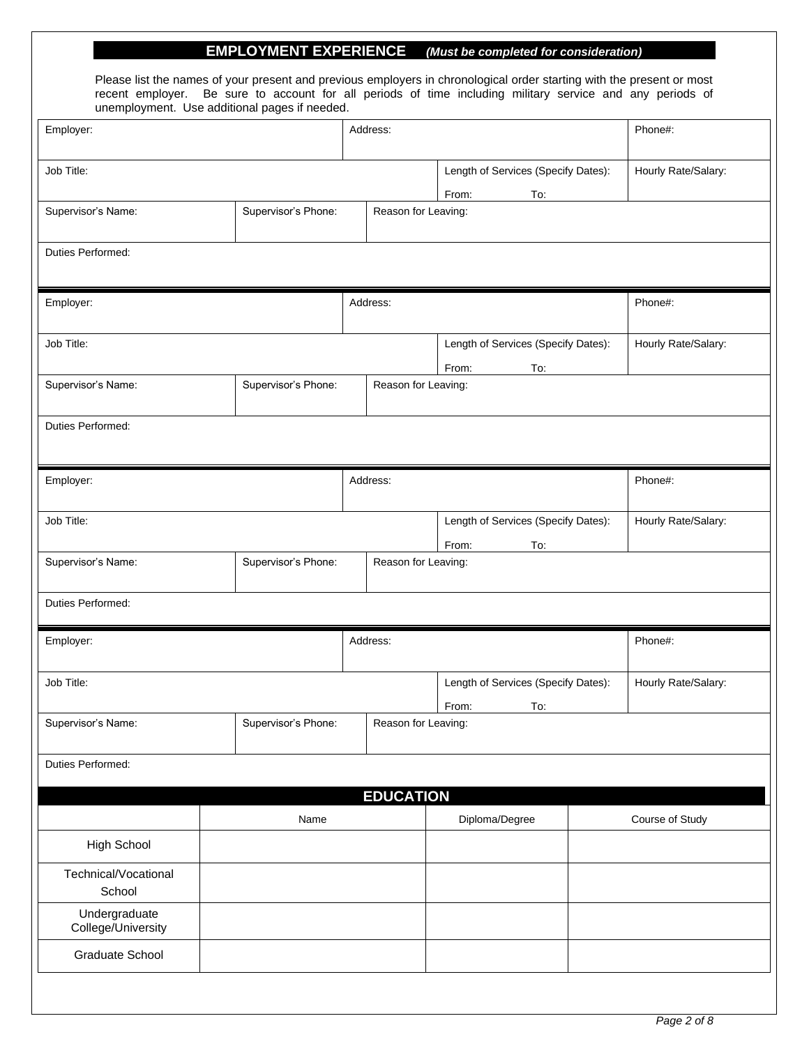## EMPLOYMENT EXPERIENCE *(Must be completed for consideration)*

Please list the names of your present and previous employers in chronological order starting with the present or most recent employer. Be sure to account for all periods of time including military service and any periods of unemployment. Use additional pages if needed.

| Employer: | | Address: | | Phone#: |
|---|---|---|---|---|
| Job Title: | | | Length of Services (Specify Dates): From: To: | Hourly Rate/Salary: |
| Supervisor's Name: | Supervisor's Phone: | Reason for Leaving: | | |
| Duties Performed: | | | | |

| Employer: | | Address: | | Phone#: |
|---|---|---|---|---|
| Job Title: | | | Length of Services (Specify Dates): From: To: | Hourly Rate/Salary: |
| Supervisor's Name: | Supervisor's Phone: | Reason for Leaving: | | |
| Duties Performed: | | | | |

| Employer: | | Address: | | Phone#: |
|---|---|---|---|---|
| Job Title: | | | Length of Services (Specify Dates): From: To: | Hourly Rate/Salary: |
| Supervisor's Name: | Supervisor's Phone: | Reason for Leaving: | | |
| Duties Performed: | | | | |

| Employer: | | Address: | | Phone#: |
|---|---|---|---|---|
| Job Title: | | | Length of Services (Specify Dates): From: To: | Hourly Rate/Salary: |
| Supervisor's Name: | Supervisor's Phone: | Reason for Leaving: | | |
| Duties Performed: | | | | |

## EDUCATION

| | Name | Diploma/Degree | Course of Study |
|---|---|---|---|
| High School | | | |
| Technical/Vocational School | | | |
| Undergraduate College/University | | | |
| Graduate School | | | |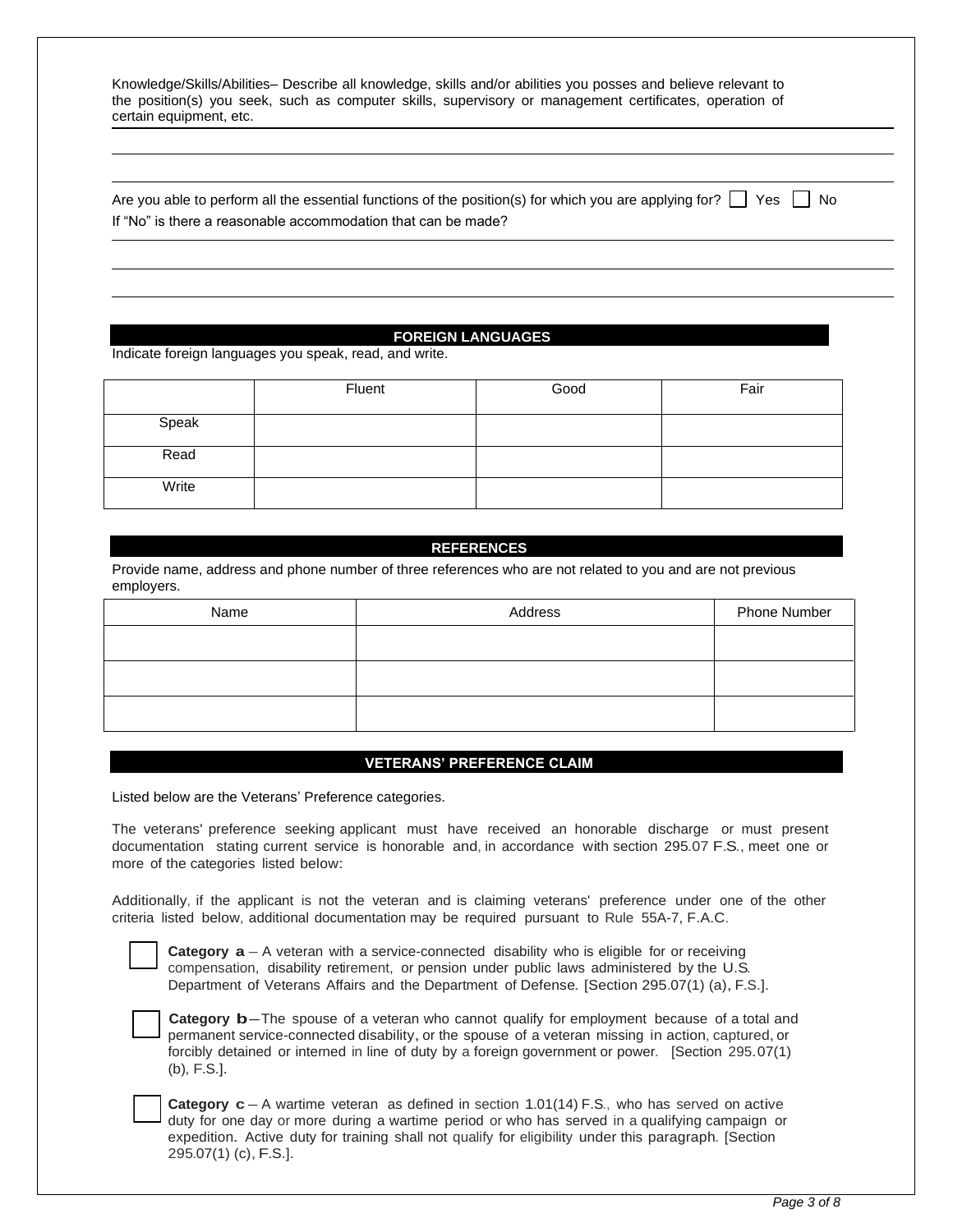Knowledge/Skills/Abilities– Describe all knowledge, skills and/or abilities you posses and believe relevant to the position(s) you seek, such as computer skills, supervisory or management certificates, operation of certain equipment, etc.

Are you able to perform all the essential functions of the position(s) for which you are applying for? ☐ Yes ☐ No

If "No" is there a reasonable accommodation that can be made?

## FOREIGN LANGUAGES

Indicate foreign languages you speak, read, and write.

| | Fluent | Good | Fair |
|---|---|---|---|
| Speak | | | |
| Read | | | |
| Write | | | |

## REFERENCES

Provide name, address and phone number of three references who are not related to you and are not previous employers.

| Name | Address | Phone Number |
|---|---|---|
| | | |
| | | |
| | | |

## VETERANS' PREFERENCE CLAIM

Listed below are the Veterans' Preference categories.

The veterans' preference seeking applicant must have received an honorable discharge or must present documentation stating current service is honorable and, in accordance with section 295.07 F.S., meet one or more of the categories listed below:

Additionally, if the applicant is not the veteran and is claiming veterans' preference under one of the other criteria listed below, additional documentation may be required pursuant to Rule 55A-7, F.A.C.

☐ **Category a** – A veteran with a service-connected disability who is eligible for or receiving compensation, disability retirement, or pension under public laws administered by the U.S. Department of Veterans Affairs and the Department of Defense. [Section 295.07(1) (a), F.S.].

☐ **Category b** – The spouse of a veteran who cannot qualify for employment because of a total and permanent service-connected disability, or the spouse of a veteran missing in action, captured, or forcibly detained or interned in line of duty by a foreign government or power. [Section 295.07(1) (b), F.S.].

☐ **Category c** – A wartime veteran as defined in section 1.01(14) F.S., who has served on active duty for one day or more during a wartime period or who has served in a qualifying campaign or expedition. Active duty for training shall not qualify for eligibility under this paragraph. [Section 295.07(1) (c), F.S.].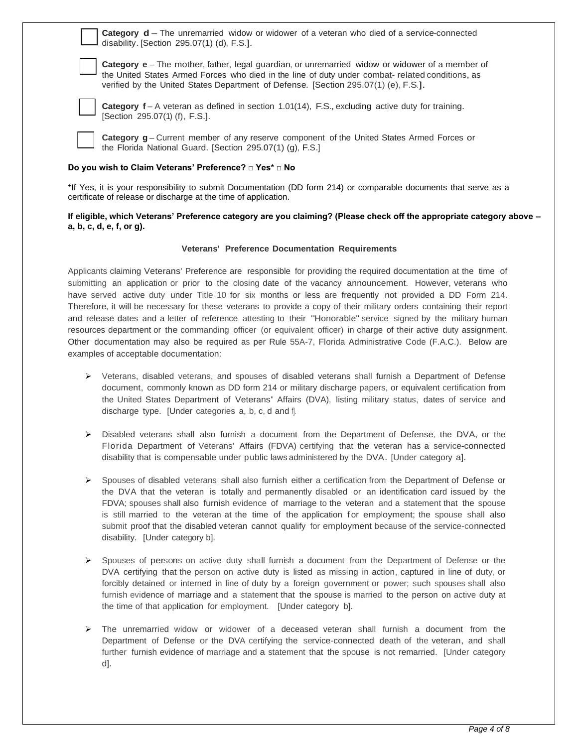☐ **Category d** – The unremarried widow or widower of a veteran who died of a service-connected disability. [Section 295.07(1) (d), F.S.].

☐ **Category e** – The mother, father, legal guardian, or unremarried widow or widower of a member of the United States Armed Forces who died in the line of duty under combat- related conditions, as verified by the United States Department of Defense. [Section 295.07(1) (e), F.S.].

☐ **Category f** – A veteran as defined in section 1.01(14), F.S., excluding active duty for training. [Section 295.07(1) (f), F.S.].

☐ **Category g** – Current member of any reserve component of the United States Armed Forces or the Florida National Guard. [Section 295.07(1) (g), F.S.]

**Do you wish to Claim Veterans' Preference? □ Yes* □ No**

*If Yes, it is your responsibility to submit Documentation (DD form 214) or comparable documents that serve as a certificate of release or discharge at the time of application.

**If eligible, which Veterans' Preference category are you claiming? (Please check off the appropriate category above – a, b, c, d, e, f, or g).**

### Veterans' Preference Documentation Requirements

Applicants claiming Veterans' Preference are responsible for providing the required documentation at the time of submitting an application or prior to the closing date of the vacancy announcement. However, veterans who have served active duty under Title 10 for six months or less are frequently not provided a DD Form 214. Therefore, it will be necessary for these veterans to provide a copy of their military orders containing their report and release dates and a letter of reference attesting to their "Honorable" service signed by the military human resources department or the commanding officer (or equivalent officer) in charge of their active duty assignment. Other documentation may also be required as per Rule 55A-7, Florida Administrative Code (F.A.C.). Below are examples of acceptable documentation:

- Veterans, disabled veterans, and spouses of disabled veterans shall furnish a Department of Defense document, commonly known as DD form 214 or military discharge papers, or equivalent certification from the United States Department of Veterans' Affairs (DVA), listing military status, dates of service and discharge type. [Under categories a, b, c, d and f].

- Disabled veterans shall also furnish a document from the Department of Defense, the DVA, or the Florida Department of Veterans' Affairs (FDVA) certifying that the veteran has a service-connected disability that is compensable under public laws administered by the DVA. [Under category a].

- Spouses of disabled veterans shall also furnish either a certification from the Department of Defense or the DVA that the veteran is totally and permanently disabled or an identification card issued by the FDVA; spouses shall also furnish evidence of marriage to the veteran and a statement that the spouse is still married to the veteran at the time of the application for employment; the spouse shall also submit proof that the disabled veteran cannot qualify for employment because of the service-connected disability. [Under category b].

- Spouses of persons on active duty shall furnish a document from the Department of Defense or the DVA certifying that the person on active duty is listed as missing in action, captured in line of duty, or forcibly detained or interned in line of duty by a foreign government or power; such spouses shall also furnish evidence of marriage and a statement that the spouse is married to the person on active duty at the time of that application for employment. [Under category b].

- The unremarried widow or widower of a deceased veteran shall furnish a document from the Department of Defense or the DVA certifying the service-connected death of the veteran, and shall further furnish evidence of marriage and a statement that the spouse is not remarried. [Under category d].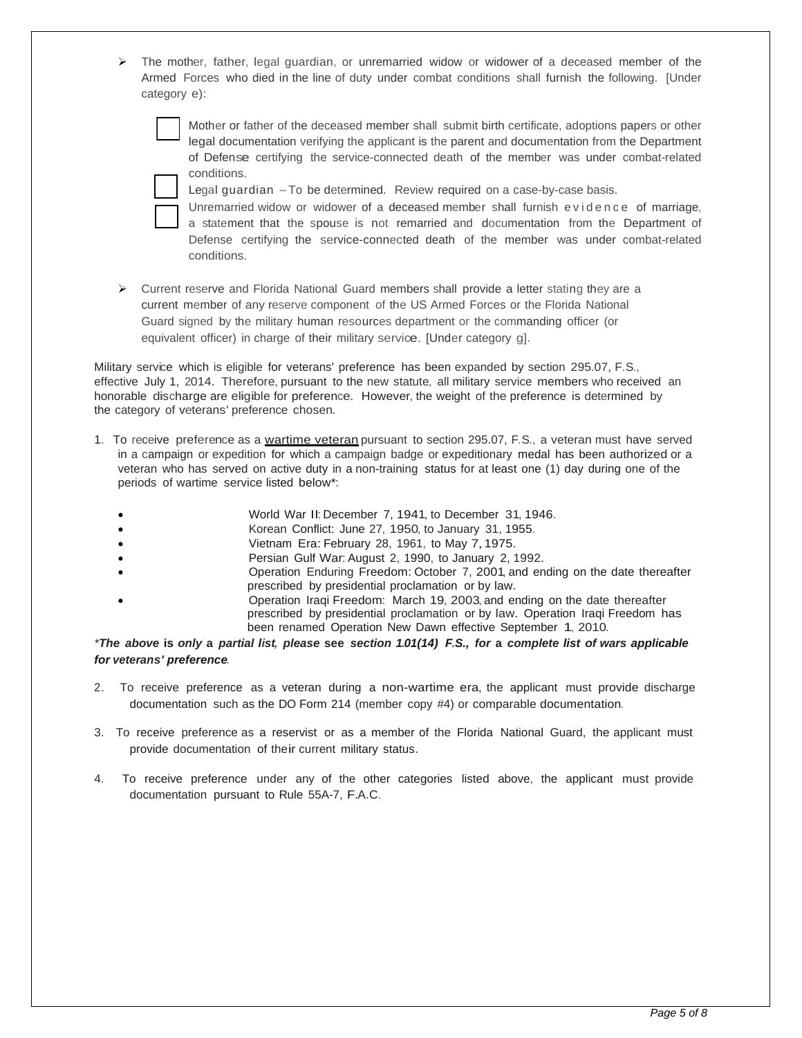- The mother, father, legal guardian, or unremarried widow or widower of a deceased member of the Armed Forces who died in the line of duty under combat conditions shall furnish the following. [Under category e):

  - ☐ Mother or father of the deceased member shall submit birth certificate, adoptions papers or other legal documentation verifying the applicant is the parent and documentation from the Department of Defense certifying the service-connected death of the member was under combat-related conditions.
  - ☐ Legal guardian – To be determined. Review required on a case-by-case basis.
  - ☐ Unremarried widow or widower of a deceased member shall furnish evidence of marriage, a statement that the spouse is not remarried and documentation from the Department of Defense certifying the service-connected death of the member was under combat-related conditions.

- Current reserve and Florida National Guard members shall provide a letter stating they are a current member of any reserve component of the US Armed Forces or the Florida National Guard signed by the military human resources department or the commanding officer (or equivalent officer) in charge of their military service. [Under category g].

Military service which is eligible for veterans' preference has been expanded by section 295.07, F.S., effective July 1, 2014. Therefore, pursuant to the new statute, all military service members who received an honorable discharge are eligible for preference. However, the weight of the preference is determined by the category of veterans' preference chosen.

1. To receive preference as a <u>wartime veteran</u> pursuant to section 295.07, F.S., a veteran must have served in a campaign or expedition for which a campaign badge or expeditionary medal has been authorized or a veteran who has served on active duty in a non-training status for at least one (1) day during one of the periods of wartime service listed below*:

   - World War II: December 7, 1941, to December 31, 1946.
   - Korean Conflict: June 27, 1950, to January 31, 1955.
   - Vietnam Era: February 28, 1961, to May 7, 1975.
   - Persian Gulf War: August 2, 1990, to January 2, 1992.
   - Operation Enduring Freedom: October 7, 2001, and ending on the date thereafter prescribed by presidential proclamation or by law.
   - Operation Iraqi Freedom: March 19, 2003, and ending on the date thereafter prescribed by presidential proclamation or by law. Operation Iraqi Freedom has been renamed Operation New Dawn effective September 1, 2010.

*__The above is only a partial list, please see section 1.01(14) F.S., for a complete list of wars applicable for veterans' preference__.*

2. To receive preference as a veteran during a non-wartime era, the applicant must provide discharge documentation such as the DO Form 214 (member copy #4) or comparable documentation.

3. To receive preference as a reservist or as a member of the Florida National Guard, the applicant must provide documentation of their current military status.

4. To receive preference under any of the other categories listed above, the applicant must provide documentation pursuant to Rule 55A-7, F.A.C.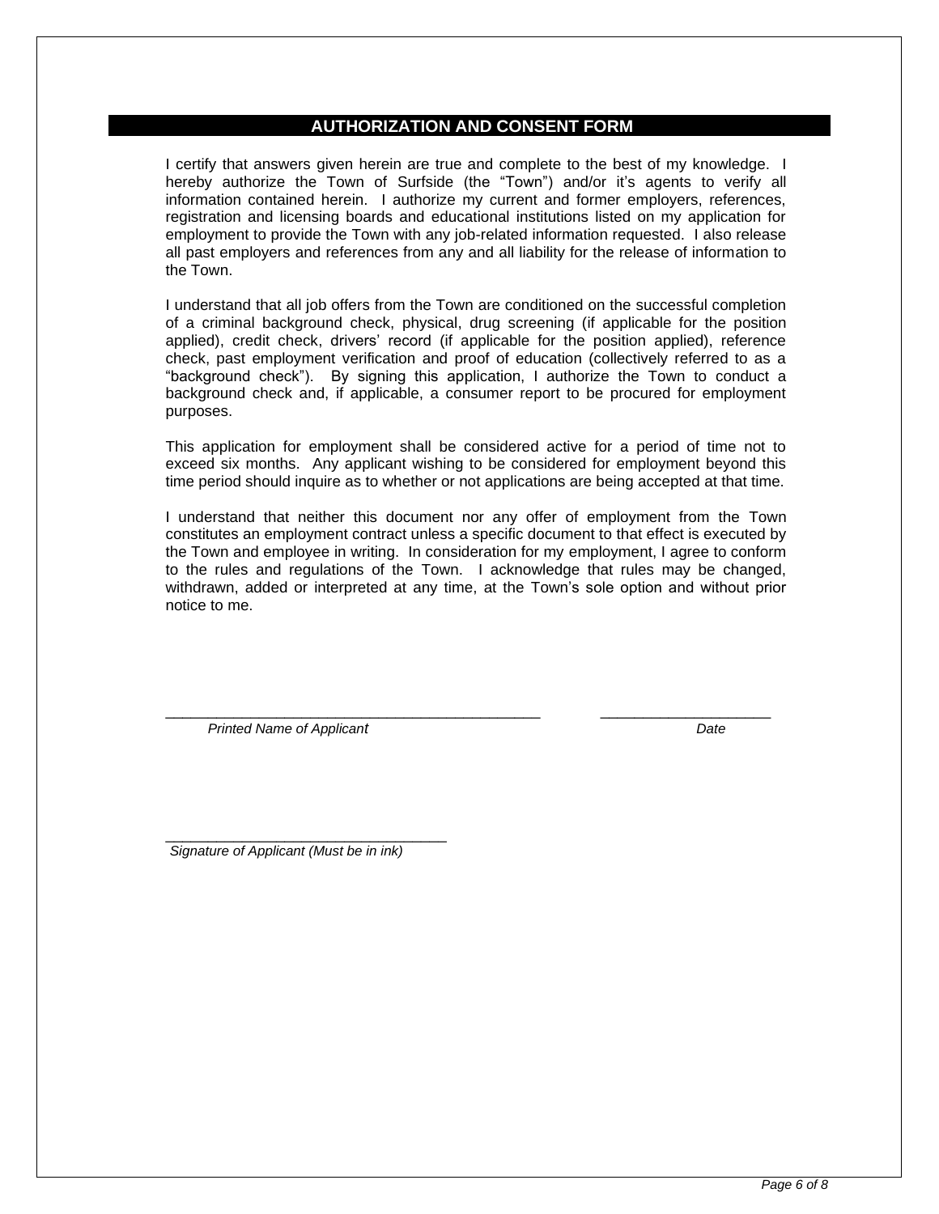## AUTHORIZATION AND CONSENT FORM

I certify that answers given herein are true and complete to the best of my knowledge. I hereby authorize the Town of Surfside (the "Town") and/or it's agents to verify all information contained herein. I authorize my current and former employers, references, registration and licensing boards and educational institutions listed on my application for employment to provide the Town with any job-related information requested. I also release all past employers and references from any and all liability for the release of information to the Town.

I understand that all job offers from the Town are conditioned on the successful completion of a criminal background check, physical, drug screening (if applicable for the position applied), credit check, drivers' record (if applicable for the position applied), reference check, past employment verification and proof of education (collectively referred to as a "background check"). By signing this application, I authorize the Town to conduct a background check and, if applicable, a consumer report to be procured for employment purposes.

This application for employment shall be considered active for a period of time not to exceed six months. Any applicant wishing to be considered for employment beyond this time period should inquire as to whether or not applications are being accepted at that time.

I understand that neither this document nor any offer of employment from the Town constitutes an employment contract unless a specific document to that effect is executed by the Town and employee in writing. In consideration for my employment, I agree to conform to the rules and regulations of the Town. I acknowledge that rules may be changed, withdrawn, added or interpreted at any time, at the Town's sole option and without prior notice to me.

______________________________________________ ____________________

*Printed Name of Applicant* *Date*

__________________________________

*Signature of Applicant (Must be in ink)*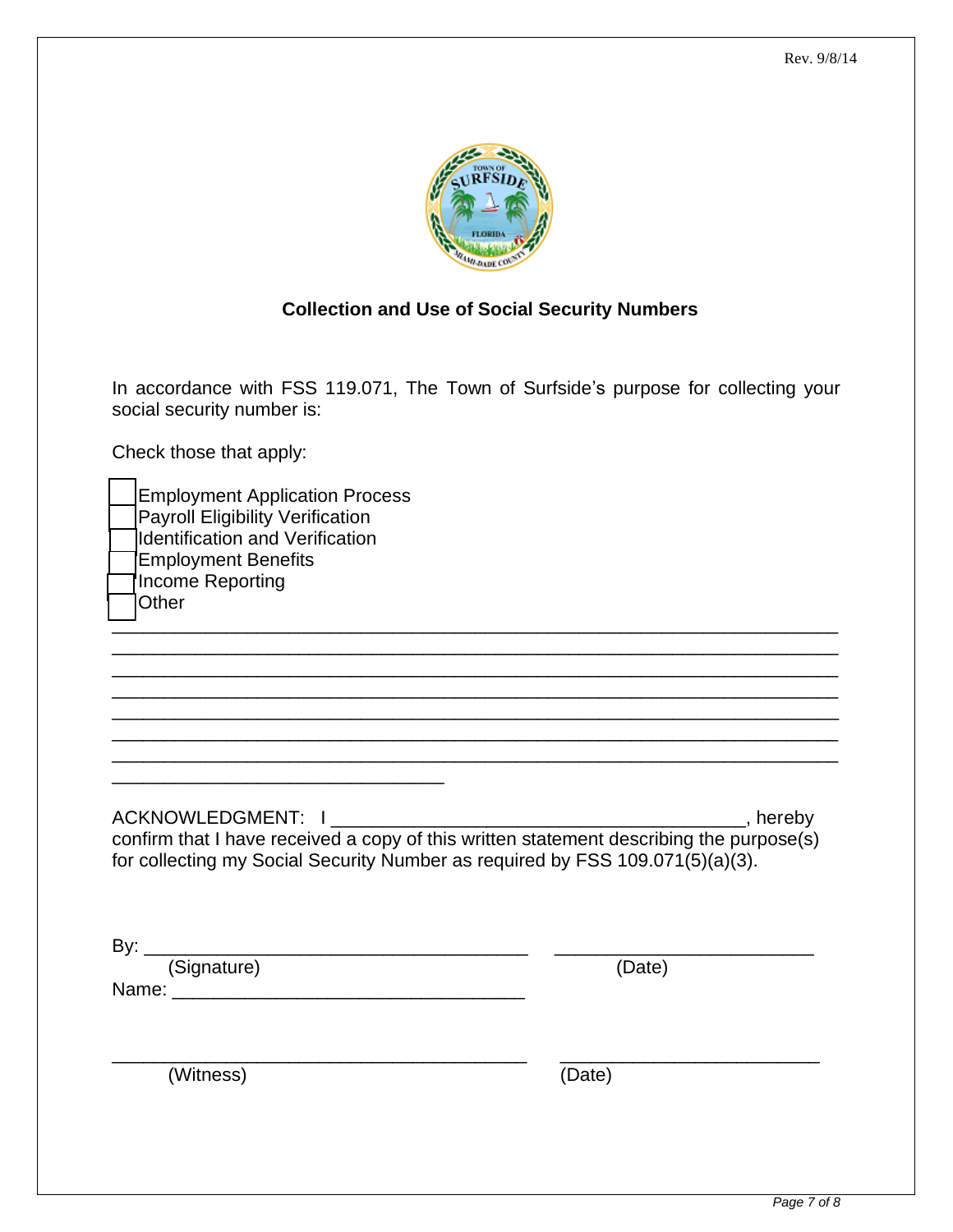Rev. 9/8/14

**Collection and Use of Social Security Numbers**

In accordance with FSS 119.071, The Town of Surfside's purpose for collecting your social security number is:

Check those that apply:

- ☐ Employment Application Process
- ☐ Payroll Eligibility Verification
- ☐ Identification and Verification
- ☐ Employment Benefits
- ☐ Income Reporting
- ☐ Other

______________________________________________________________________
______________________________________________________________________
______________________________________________________________________
______________________________________________________________________
______________________________________________________________________
______________________________________________________________________
______________________________________________________________________
________________________________

ACKNOWLEDGMENT: I ________________________________________, hereby confirm that I have received a copy of this written statement describing the purpose(s) for collecting my Social Security Number as required by FSS 109.071(5)(a)(3).

By: ____________________________________ ________________________
(Signature) (Date)

Name: __________________________________

________________________________________ ________________________
(Witness) (Date)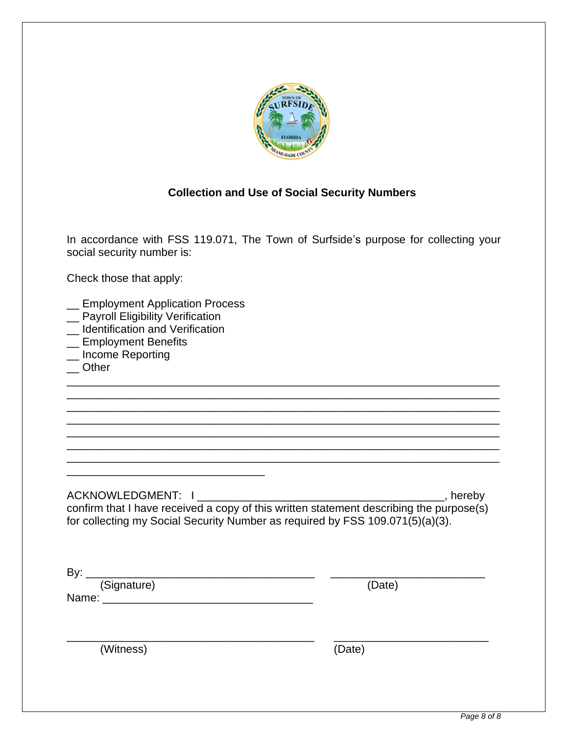## Collection and Use of Social Security Numbers

In accordance with FSS 119.071, The Town of Surfside's purpose for collecting your social security number is:

Check those that apply:

__ Employment Application Process
__ Payroll Eligibility Verification
__ Identification and Verification
__ Employment Benefits
__ Income Reporting
__ Other

_______________________________________________________________________
_______________________________________________________________________
_______________________________________________________________________
_______________________________________________________________________
_______________________________________________________________________
_______________________________________________________________________
_______________________________________________________________________
________________________________

ACKNOWLEDGMENT: I ________________________________________, hereby confirm that I have received a copy of this written statement describing the purpose(s) for collecting my Social Security Number as required by FSS 109.071(5)(a)(3).

By: ____________________________________ ________________________
(Signature) (Date)
Name: __________________________________

________________________________________ ________________________
(Witness) (Date)